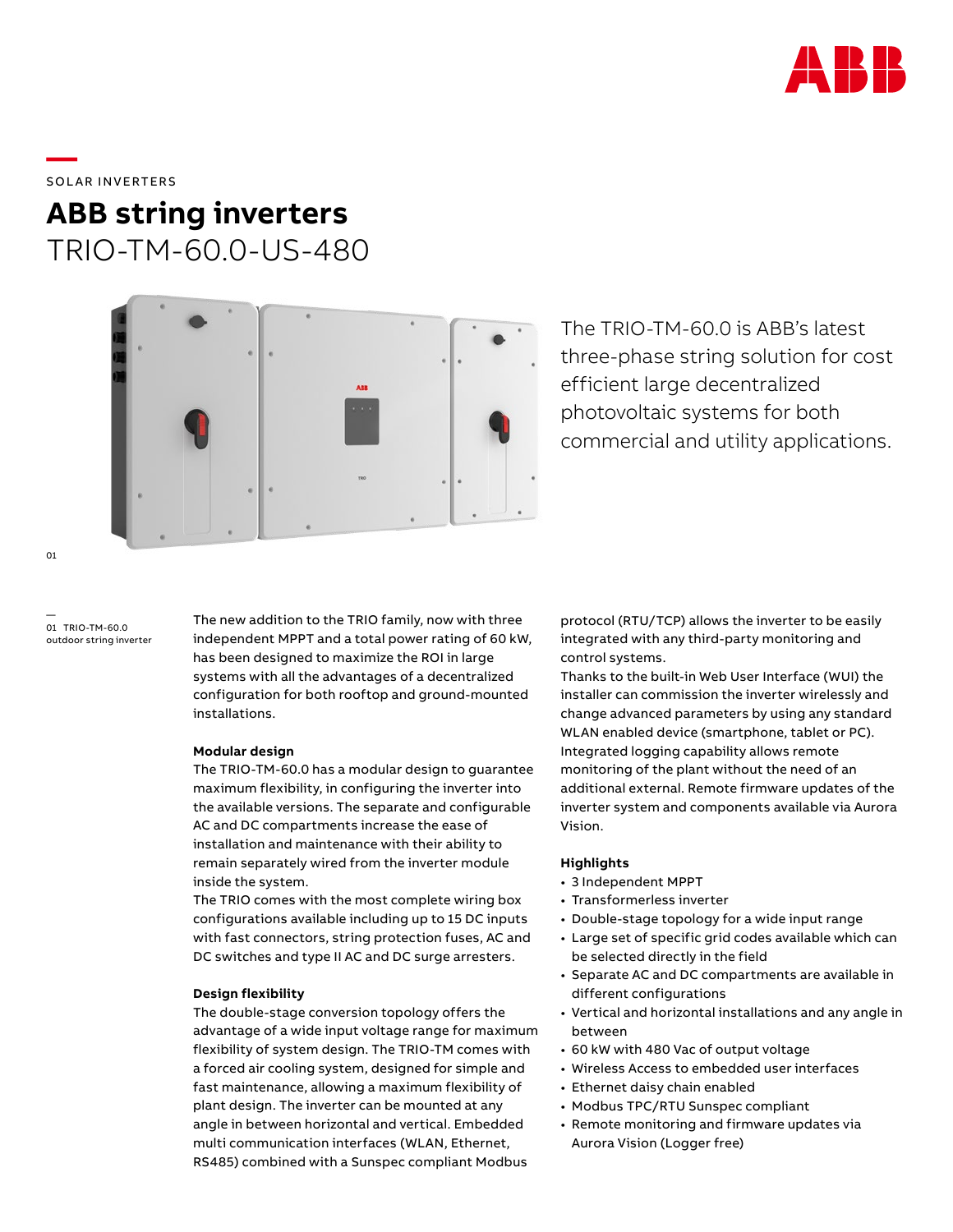SOLAR INVERTERS

# ABB string inverters

## TRIO-TM-60.0-US-480

The TRIO-TM-60.0 is ABB's latest three-phase string solution for cost efficient large decentralized photovoltaic systems for both commercial and utility applications.

01 TRIO-TM-60.0 outdoor string inverter

The new addition to the TRIO family, now with three independent MPPT and a total power rating of 60 kW, has been designed to maximize the ROI in large systems with all the advantages of a decentralized configuration for both rooftop and ground-mounted installations.

**Modular design**

The TRIO-TM-60.0 has a modular design to guarantee maximum flexibility, in configuring the inverter into the available versions. The separate and configurable AC and DC compartments increase the ease of installation and maintenance with their ability to remain separately wired from the inverter module inside the system.

The TRIO comes with the most complete wiring box configurations available including up to 15 DC inputs with fast connectors, string protection fuses, AC and DC switches and type II AC and DC surge arresters.

**Design flexibility**

The double-stage conversion topology offers the advantage of a wide input voltage range for maximum flexibility of system design. The TRIO-TM comes with a forced air cooling system, designed for simple and fast maintenance, allowing a maximum flexibility of plant design. The inverter can be mounted at any angle in between horizontal and vertical. Embedded multi communication interfaces (WLAN, Ethernet, RS485) combined with a Sunspec compliant Modbus protocol (RTU/TCP) allows the inverter to be easily integrated with any third-party monitoring and control systems.

Thanks to the built-in Web User Interface (WUI) the installer can commission the inverter wirelessly and change advanced parameters by using any standard WLAN enabled device (smartphone, tablet or PC). Integrated logging capability allows remote monitoring of the plant without the need of an additional external. Remote firmware updates of the inverter system and components available via Aurora Vision.

**Highlights**

- 3 Independent MPPT
- Transformerless inverter
- Double-stage topology for a wide input range
- Large set of specific grid codes available which can be selected directly in the field
- Separate AC and DC compartments are available in different configurations
- Vertical and horizontal installations and any angle in between
- 60 kW with 480 Vac of output voltage
- Wireless Access to embedded user interfaces
- Ethernet daisy chain enabled
- Modbus TPC/RTU Sunspec compliant
- Remote monitoring and firmware updates via Aurora Vision (Logger free)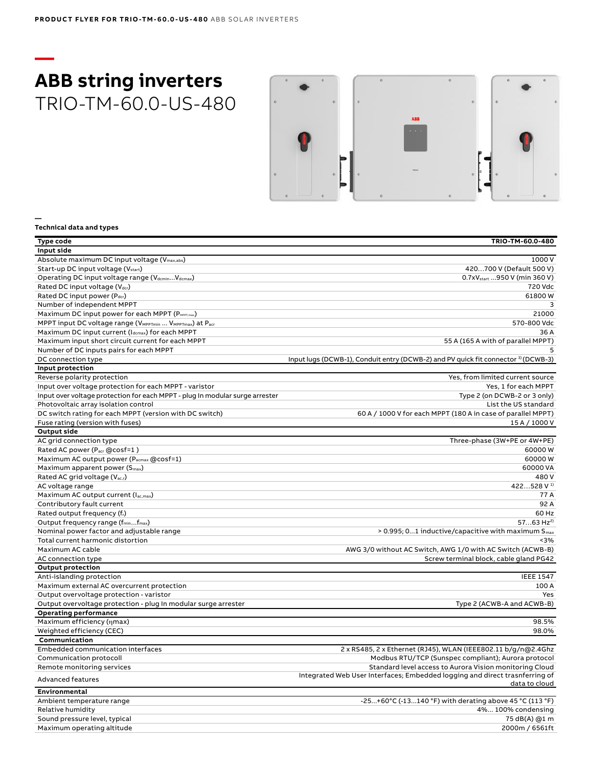# ABB string inverters
TRIO-TM-60.0-US-480

## Technical data and types

| Type code | TRIO-TM-60.0-480 |
|---|---|
| **Input side** | |
| Absolute maximum DC input voltage ($V_{max,abs}$) | 1000 V |
| Start-up DC input voltage ($V_{start}$) | 420…700 V (Default 500 V) |
| Operating DC input voltage range ($V_{dcmin}$…$V_{dcmax}$) | 0.7x$V_{start}$ …950 V (min 360 V) |
| Rated DC input voltage ($V_{dcr}$) | 720 Vdc |
| Rated DC input power ($P_{dcr}$) | 61800 W |
| Number of independent MPPT | 3 |
| Maximum DC input power for each MPPT ($P_{MPPT,max}$) | 21000 |
| MPPT input DC voltage range ($V_{MPPTmin}$ … $V_{MPPTmax}$) at $P_{acr}$ | 570-800 Vdc |
| Maximum DC input current ($I_{dcmax}$) for each MPPT | 36 A |
| Maximum input short circuit current for each MPPT | 55 A (165 A with of parallel MPPT) |
| Number of DC inputs pairs for each MPPT | 5 |
| DC connection type | Input lugs (DCWB-1), Conduit entry (DCWB-2) and PV quick fit connector [3] (DCWB-3) |
| **Input protection** | |
| Reverse polarity protection | Yes, from limited current source |
| Input over voltage protection for each MPPT - varistor | Yes, 1 for each MPPT |
| Input over voltage protection for each MPPT - plug In modular surge arrester | Type 2 (on DCWB-2 or 3 only) |
| Photovoltaic array isolation control | List the US standard |
| DC switch rating for each MPPT (version with DC switch) | 60 A / 1000 V for each MPPT (180 A in case of parallel MPPT) |
| Fuse rating (version with fuses) | 15 A / 1000 V |
| **Output side** | |
| AC grid connection type | Three-phase (3W+PE or 4W+PE) |
| Rated AC power ($P_{acr}$ @cosf=1 ) | 60000 W |
| Maximum AC output power ($P_{acmax}$ @cosf=1) | 60000 W |
| Maximum apparent power ($S_{max}$) | 60000 VA |
| Rated AC grid voltage ($V_{ac,r}$) | 480 V |
| AC voltage range | 422…528 V [1] |
| Maximum AC output current ($I_{ac,max}$) | 77 A |
| Contributory fault current | 92 A |
| Rated output frequency ($f_r$) | 60 Hz |
| Output frequency range ($f_{min}$…$f_{max}$) | 57…63 Hz[2] |
| Nominal power factor and adjustable range | > 0.995; 0…1 inductive/capacitive with maximum $S_{max}$ |
| Total current harmonic distortion | <3% |
| Maximum AC cable | AWG 3/0 without AC Switch, AWG 1/0 with AC Switch (ACWB-B) |
| AC connection type | Screw terminal block, cable gland PG42 |
| **Output protection** | |
| Anti-islanding protection | IEEE 1547 |
| Maximum external AC overcurrent protection | 100 A |
| Output overvoltage protection - varistor | Yes |
| Output overvoltage protection - plug In modular surge arrester | Type 2 (ACWB-A and ACWB-B) |
| **Operating performance** | |
| Maximum efficiency (ηmax) | 98.5% |
| Weighted efficiency (CEC) | 98.0% |
| **Communication** | |
| Embedded communication interfaces | 2 x RS485, 2 x Ethernet (RJ45), WLAN (IEEE802.11 b/g/n@2.4Ghz |
| Communication protocoll | Modbus RTU/TCP (Sunspec compliant); Aurora protocol |
| Remote monitoring services | Standard level access to Aurora Vision monitoring Cloud |
| Advanced features | Integrated Web User Interfaces; Embedded logging and direct trasnferring of data to cloud |
| **Environmental** | |
| Ambient temperature range | -25...+60°C (-13...140 °F) with derating above 45 °C (113 °F) |
| Relative humidity | 4%... 100% condensing |
| Sound pressure level, typical | 75 dB(A) @1 m |
| Maximum operating altitude | 2000m / 6561ft |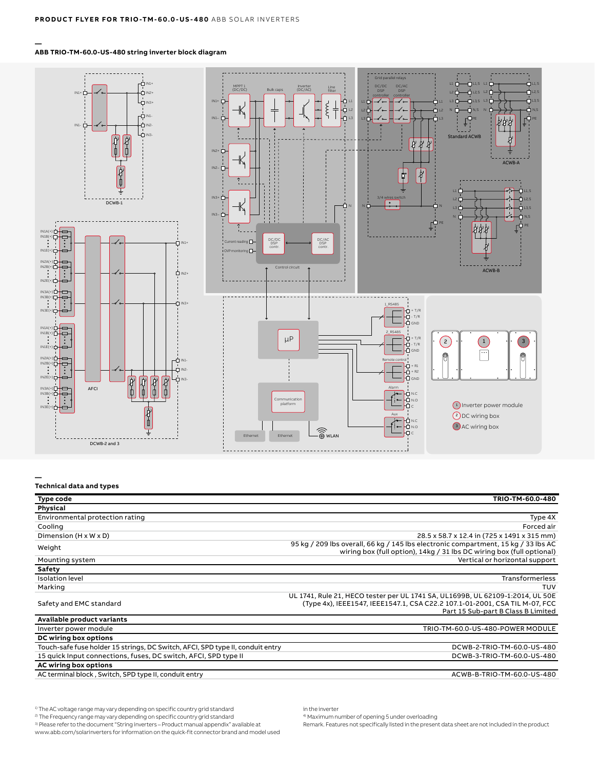## ABB TRIO-TM-60.0-US-480 string inverter block diagram

① Inverter power module
② DC wiring box
③ AC wiring box

## Technical data and types

| Type code | TRIO-TM-60.0-480 |
|---|---|
| **Physical** | |
| Environmental protection rating | Type 4X |
| Cooling | Forced air |
| Dimension (H x W x D) | 28.5 x 58.7 x 12.4 in (725 x 1491 x 315 mm) |
| Weight | 95 kg / 209 lbs overall, 66 kg / 145 lbs electronic compartment, 15 kg / 33 lbs AC wiring box (full option), 14kg / 31 lbs DC wiring box (full optional) |
| Mounting system | Vertical or horizontal support |
| **Safety** | |
| Isolation level | Transformerless |
| Marking | TUV |
| Safety and EMC standard | UL 1741, Rule 21, HECO tester per UL 1741 SA, UL1699B, UL 62109-1:2014, UL 50E (Type 4x), IEEE1547, IEEE1547.1, CSA C22.2 107.1-01-2001, CSA TIL M-07, FCC Part 15 Sub-part B Class B Limited |
| **Available product variants** | |
| Inverter power module | TRIO-TM-60.0-US-480-POWER MODULE |
| **DC wiring box options** | |
| Touch-safe fuse holder 15 strings, DC Switch, AFCI, SPD type II, conduit entry | DCWB-2-TRIO-TM-60.0-US-480 |
| 15 quick Input connections, fuses, DC switch, AFCI, SPD type II | DCWB-3-TRIO-TM-60.0-US-480 |
| **AC wiring box options** | |
| AC terminal block , Switch, SPD type II, conduit entry | ACWB-B-TRIO-TM-60.0-US-480 |

[1] The AC voltage range may vary depending on specific country grid standard
[2] The Frequency range may vary depending on specific country grid standard
[3] Please refer to the document "String inverters – Product manual appendix" available at www.abb.com/solarinverters for information on the quick-fit connector brand and model used in the inverter
[4] Maximum number of opening 5 under overloading

Remark. Features not specifically listed in the present data sheet are not included in the product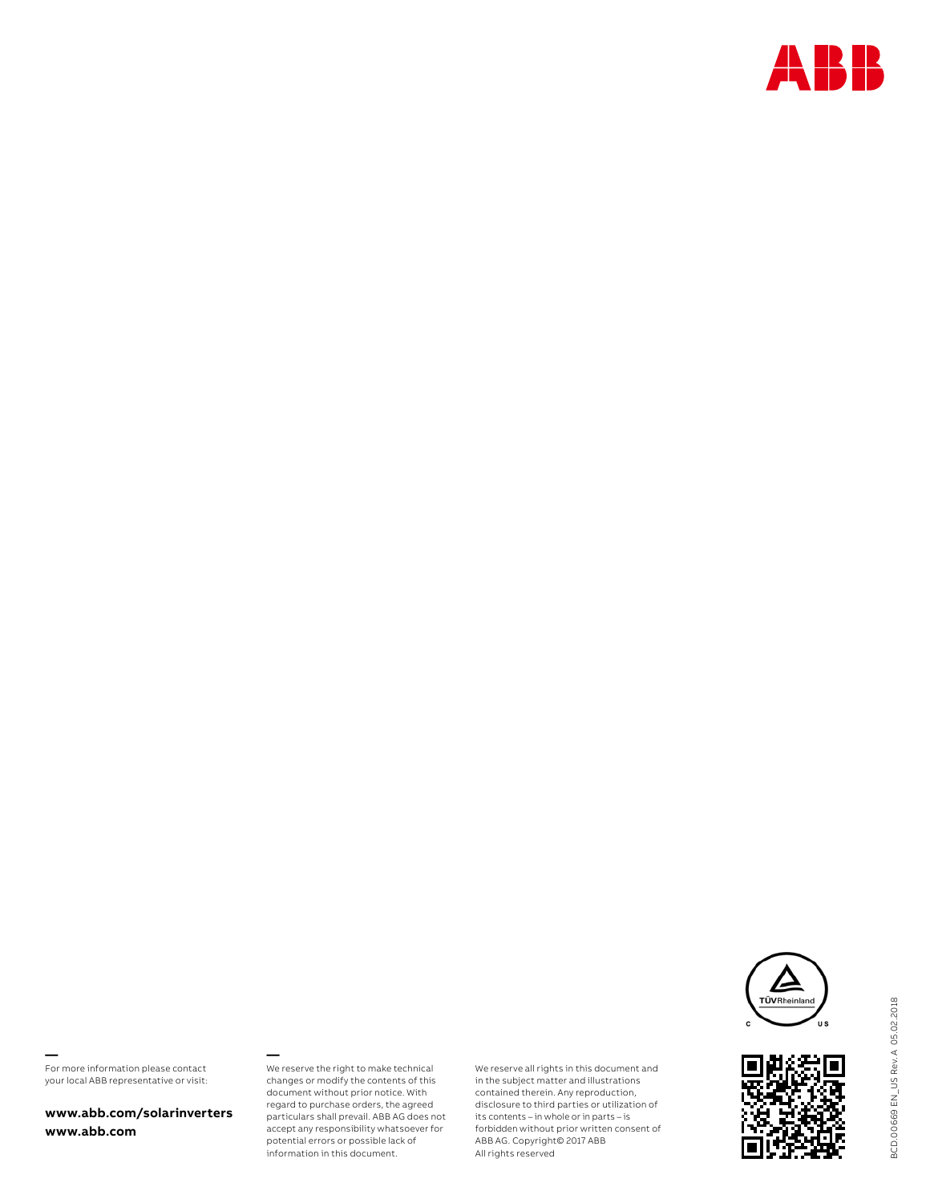For more information please contact your local ABB representative or visit:

**www.abb.com/solarinverters**
**www.abb.com**

We reserve the right to make technical changes or modify the contents of this document without prior notice. With regard to purchase orders, the agreed particulars shall prevail. ABB AG does not accept any responsibility whatsoever for potential errors or possible lack of information in this document.

We reserve all rights in this document and in the subject matter and illustrations contained therein. Any reproduction, disclosure to third parties or utilization of its contents – in whole or in parts – is forbidden without prior written consent of ABB AG. Copyright© 2017 ABB
All rights reserved

BCD.00669 EN_US Rev. A 05.02.2018